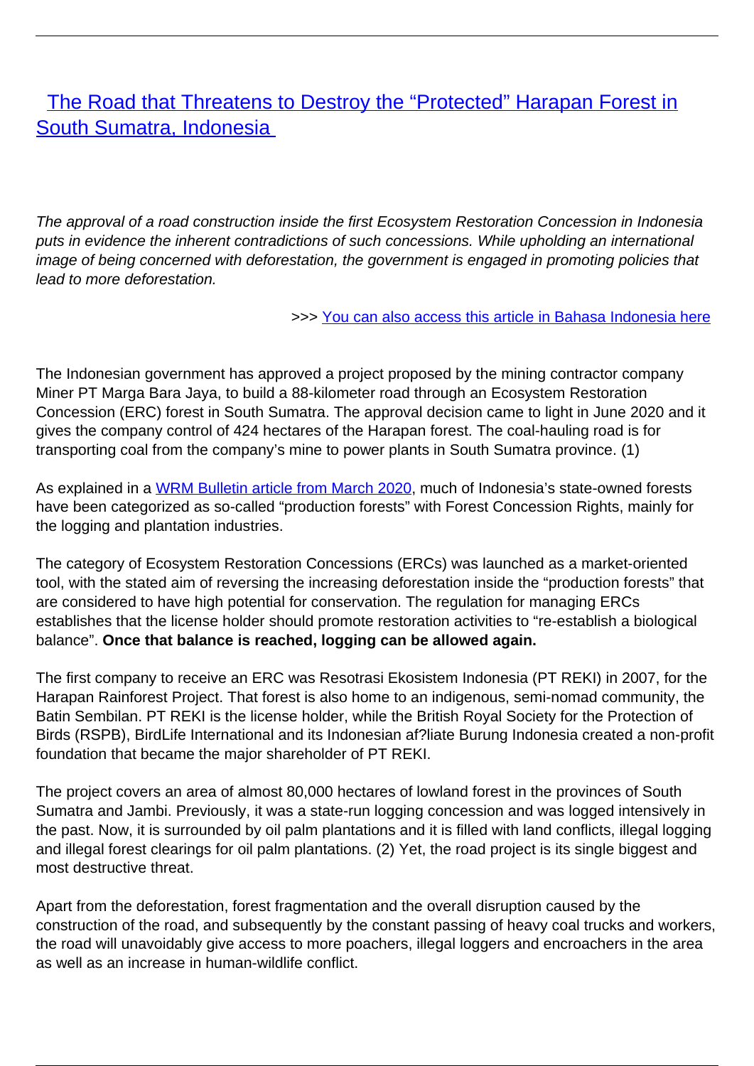# [The Road that Threatens to Destroy the “Protected” Harapan Forest in South Sumatra, Indonesia](#)

*The approval of a road construction inside the first Ecosystem Restoration Concession in Indonesia puts in evidence the inherent contradictions of such concessions. While upholding an international image of being concerned with deforestation, the government is engaged in promoting policies that lead to more deforestation.*

>>> [You can also access this article in Bahasa Indonesia here](#)

The Indonesian government has approved a project proposed by the mining contractor company Miner PT Marga Bara Jaya, to build a 88-kilometer road through an Ecosystem Restoration Concession (ERC) forest in South Sumatra. The approval decision came to light in June 2020 and it gives the company control of 424 hectares of the Harapan forest. The coal-hauling road is for transporting coal from the company's mine to power plants in South Sumatra province. (1)

As explained in a [WRM Bulletin article from March 2020](#), much of Indonesia's state-owned forests have been categorized as so-called “production forests” with Forest Concession Rights, mainly for the logging and plantation industries.

The category of Ecosystem Restoration Concessions (ERCs) was launched as a market-oriented tool, with the stated aim of reversing the increasing deforestation inside the “production forests” that are considered to have high potential for conservation. The regulation for managing ERCs establishes that the license holder should promote restoration activities to “re-establish a biological balance”. **Once that balance is reached, logging can be allowed again.**

The first company to receive an ERC was Resotrasi Ekosistem Indonesia (PT REKI) in 2007, for the Harapan Rainforest Project. That forest is also home to an indigenous, semi-nomad community, the Batin Sembilan. PT REKI is the license holder, while the British Royal Society for the Protection of Birds (RSPB), BirdLife International and its Indonesian af?liate Burung Indonesia created a non-profit foundation that became the major shareholder of PT REKI.

The project covers an area of almost 80,000 hectares of lowland forest in the provinces of South Sumatra and Jambi. Previously, it was a state-run logging concession and was logged intensively in the past. Now, it is surrounded by oil palm plantations and it is filled with land conflicts, illegal logging and illegal forest clearings for oil palm plantations. (2) Yet, the road project is its single biggest and most destructive threat.

Apart from the deforestation, forest fragmentation and the overall disruption caused by the construction of the road, and subsequently by the constant passing of heavy coal trucks and workers, the road will unavoidably give access to more poachers, illegal loggers and encroachers in the area as well as an increase in human-wildlife conflict.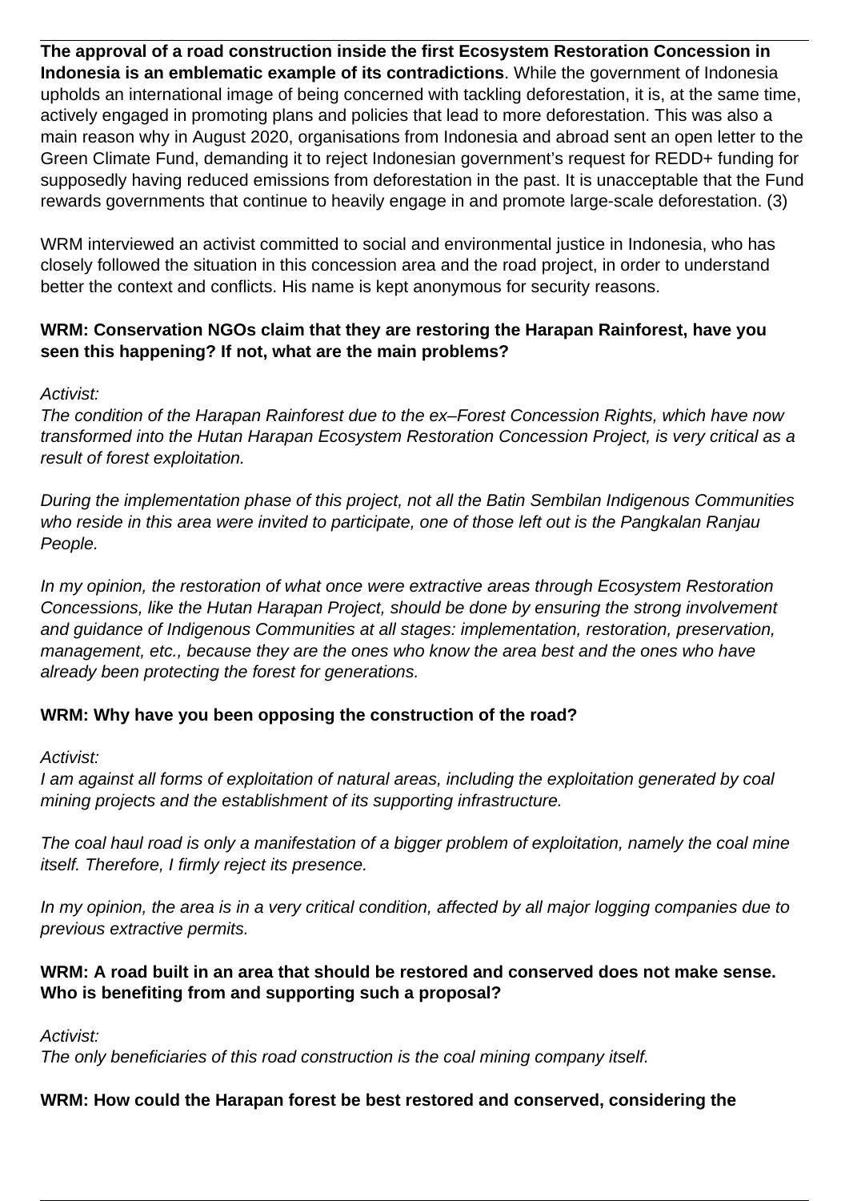**The approval of a road construction inside the first Ecosystem Restoration Concession in Indonesia is an emblematic example of its contradictions**. While the government of Indonesia upholds an international image of being concerned with tackling deforestation, it is, at the same time, actively engaged in promoting plans and policies that lead to more deforestation. This was also a main reason why in August 2020, organisations from Indonesia and abroad sent an open letter to the Green Climate Fund, demanding it to reject Indonesian government's request for REDD+ funding for supposedly having reduced emissions from deforestation in the past. It is unacceptable that the Fund rewards governments that continue to heavily engage in and promote large-scale deforestation. (3)

WRM interviewed an activist committed to social and environmental justice in Indonesia, who has closely followed the situation in this concession area and the road project, in order to understand better the context and conflicts. His name is kept anonymous for security reasons.

**WRM: Conservation NGOs claim that they are restoring the Harapan Rainforest, have you seen this happening? If not, what are the main problems?**

*Activist:*
*The condition of the Harapan Rainforest due to the ex–Forest Concession Rights, which have now transformed into the Hutan Harapan Ecosystem Restoration Concession Project, is very critical as a result of forest exploitation.*

*During the implementation phase of this project, not all the Batin Sembilan Indigenous Communities who reside in this area were invited to participate, one of those left out is the Pangkalan Ranjau People.*

*In my opinion, the restoration of what once were extractive areas through Ecosystem Restoration Concessions, like the Hutan Harapan Project, should be done by ensuring the strong involvement and guidance of Indigenous Communities at all stages: implementation, restoration, preservation, management, etc., because they are the ones who know the area best and the ones who have already been protecting the forest for generations.*

**WRM: Why have you been opposing the construction of the road?**

*Activist:*
*I am against all forms of exploitation of natural areas, including the exploitation generated by coal mining projects and the establishment of its supporting infrastructure.*

*The coal haul road is only a manifestation of a bigger problem of exploitation, namely the coal mine itself. Therefore, I firmly reject its presence.*

*In my opinion, the area is in a very critical condition, affected by all major logging companies due to previous extractive permits.*

**WRM: A road built in an area that should be restored and conserved does not make sense. Who is benefiting from and supporting such a proposal?**

*Activist:*
*The only beneficiaries of this road construction is the coal mining company itself.*

**WRM: How could the Harapan forest be best restored and conserved, considering the**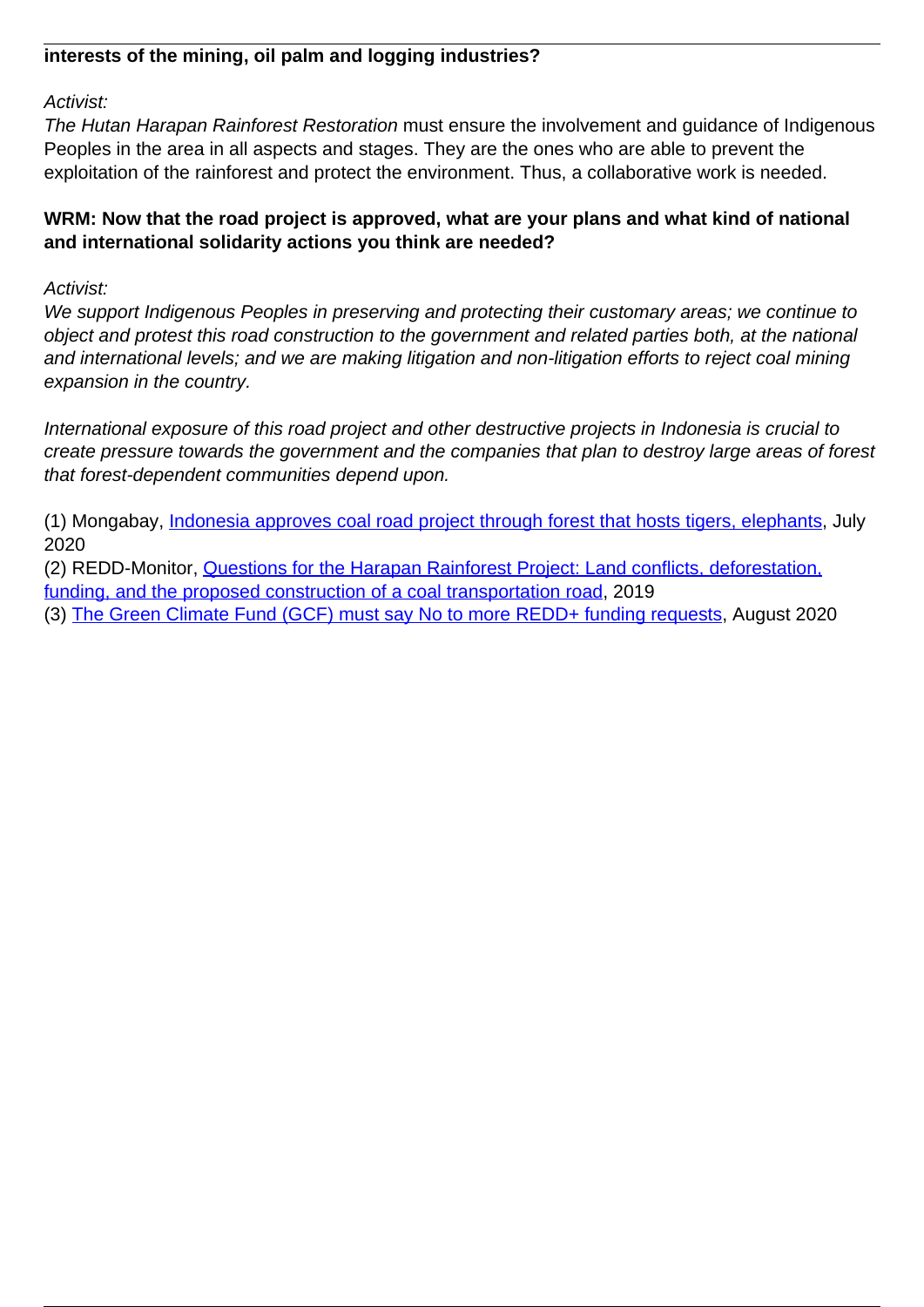**interests of the mining, oil palm and logging industries?**

*Activist:*
*The Hutan Harapan Rainforest Restoration* must ensure the involvement and guidance of Indigenous Peoples in the area in all aspects and stages. They are the ones who are able to prevent the exploitation of the rainforest and protect the environment. Thus, a collaborative work is needed.

**WRM: Now that the road project is approved, what are your plans and what kind of national and international solidarity actions you think are needed?**

*Activist:*
*We support Indigenous Peoples in preserving and protecting their customary areas; we continue to object and protest this road construction to the government and related parties both, at the national and international levels; and we are making litigation and non-litigation efforts to reject coal mining expansion in the country.*

*International exposure of this road project and other destructive projects in Indonesia is crucial to create pressure towards the government and the companies that plan to destroy large areas of forest that forest-dependent communities depend upon.*

(1) Mongabay, Indonesia approves coal road project through forest that hosts tigers, elephants, July 2020
(2) REDD-Monitor, Questions for the Harapan Rainforest Project: Land conflicts, deforestation, funding, and the proposed construction of a coal transportation road, 2019
(3) The Green Climate Fund (GCF) must say No to more REDD+ funding requests, August 2020